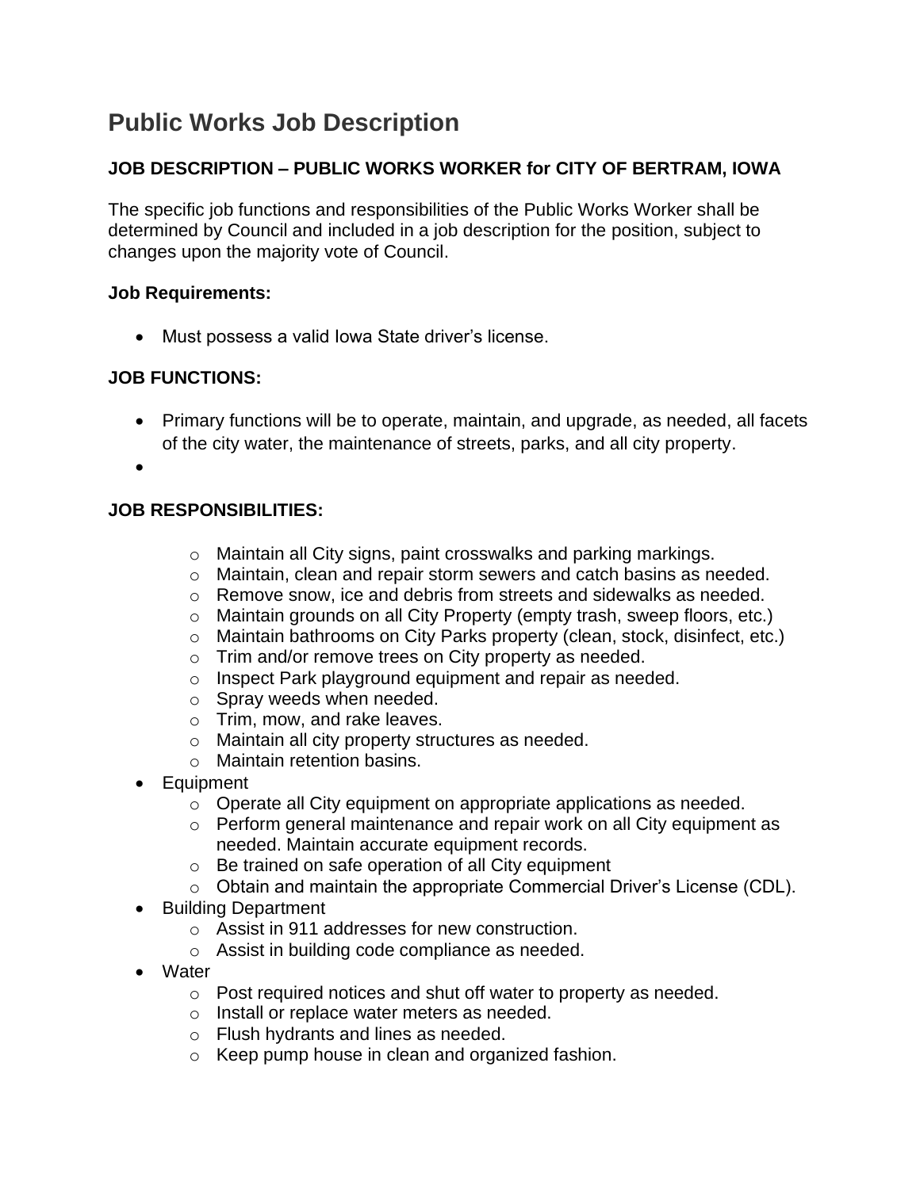# Public Works Job Description

**JOB DESCRIPTION – PUBLIC WORKS WORKER for CITY OF BERTRAM, IOWA**

The specific job functions and responsibilities of the Public Works Worker shall be determined by Council and included in a job description for the position, subject to changes upon the majority vote of Council.

**Job Requirements:**

- Must possess a valid Iowa State driver's license.

**JOB FUNCTIONS:**

- Primary functions will be to operate, maintain, and upgrade, as needed, all facets of the city water, the maintenance of streets, parks, and all city property.
-

**JOB RESPONSIBILITIES:**

  - Maintain all City signs, paint crosswalks and parking markings.
  - Maintain, clean and repair storm sewers and catch basins as needed.
  - Remove snow, ice and debris from streets and sidewalks as needed.
  - Maintain grounds on all City Property (empty trash, sweep floors, etc.)
  - Maintain bathrooms on City Parks property (clean, stock, disinfect, etc.)
  - Trim and/or remove trees on City property as needed.
  - Inspect Park playground equipment and repair as needed.
  - Spray weeds when needed.
  - Trim, mow, and rake leaves.
  - Maintain all city property structures as needed.
  - Maintain retention basins.
- Equipment
  - Operate all City equipment on appropriate applications as needed.
  - Perform general maintenance and repair work on all City equipment as needed. Maintain accurate equipment records.
  - Be trained on safe operation of all City equipment
  - Obtain and maintain the appropriate Commercial Driver's License (CDL).
- Building Department
  - Assist in 911 addresses for new construction.
  - Assist in building code compliance as needed.
- Water
  - Post required notices and shut off water to property as needed.
  - Install or replace water meters as needed.
  - Flush hydrants and lines as needed.
  - Keep pump house in clean and organized fashion.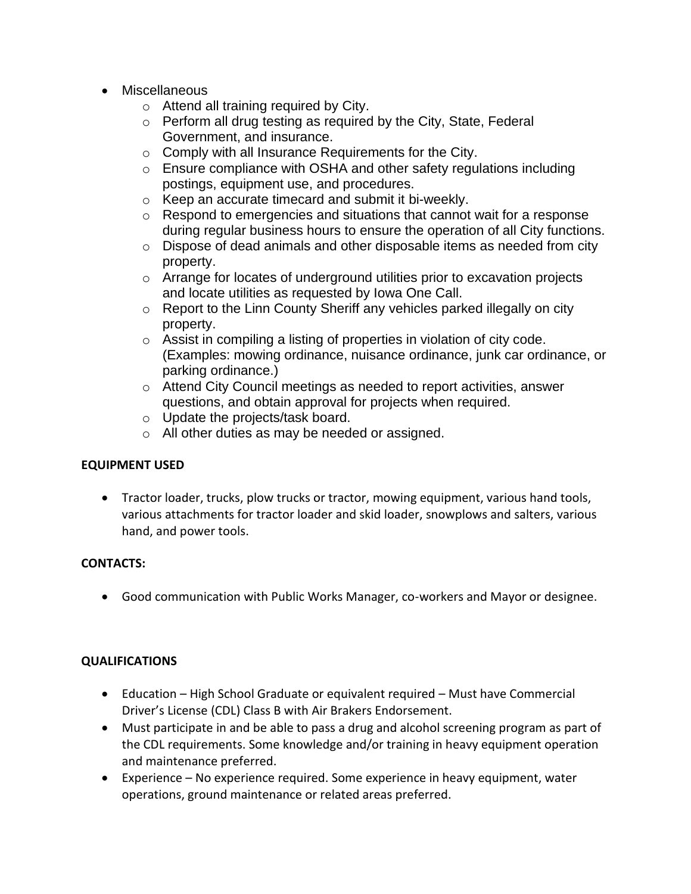- Miscellaneous
  - Attend all training required by City.
  - Perform all drug testing as required by the City, State, Federal Government, and insurance.
  - Comply with all Insurance Requirements for the City.
  - Ensure compliance with OSHA and other safety regulations including postings, equipment use, and procedures.
  - Keep an accurate timecard and submit it bi-weekly.
  - Respond to emergencies and situations that cannot wait for a response during regular business hours to ensure the operation of all City functions.
  - Dispose of dead animals and other disposable items as needed from city property.
  - Arrange for locates of underground utilities prior to excavation projects and locate utilities as requested by Iowa One Call.
  - Report to the Linn County Sheriff any vehicles parked illegally on city property.
  - Assist in compiling a listing of properties in violation of city code. (Examples: mowing ordinance, nuisance ordinance, junk car ordinance, or parking ordinance.)
  - Attend City Council meetings as needed to report activities, answer questions, and obtain approval for projects when required.
  - Update the projects/task board.
  - All other duties as may be needed or assigned.

**EQUIPMENT USED**

- Tractor loader, trucks, plow trucks or tractor, mowing equipment, various hand tools, various attachments for tractor loader and skid loader, snowplows and salters, various hand, and power tools.

**CONTACTS:**

- Good communication with Public Works Manager, co-workers and Mayor or designee.

**QUALIFICATIONS**

- Education – High School Graduate or equivalent required – Must have Commercial Driver's License (CDL) Class B with Air Brakers Endorsement.
- Must participate in and be able to pass a drug and alcohol screening program as part of the CDL requirements. Some knowledge and/or training in heavy equipment operation and maintenance preferred.
- Experience – No experience required. Some experience in heavy equipment, water operations, ground maintenance or related areas preferred.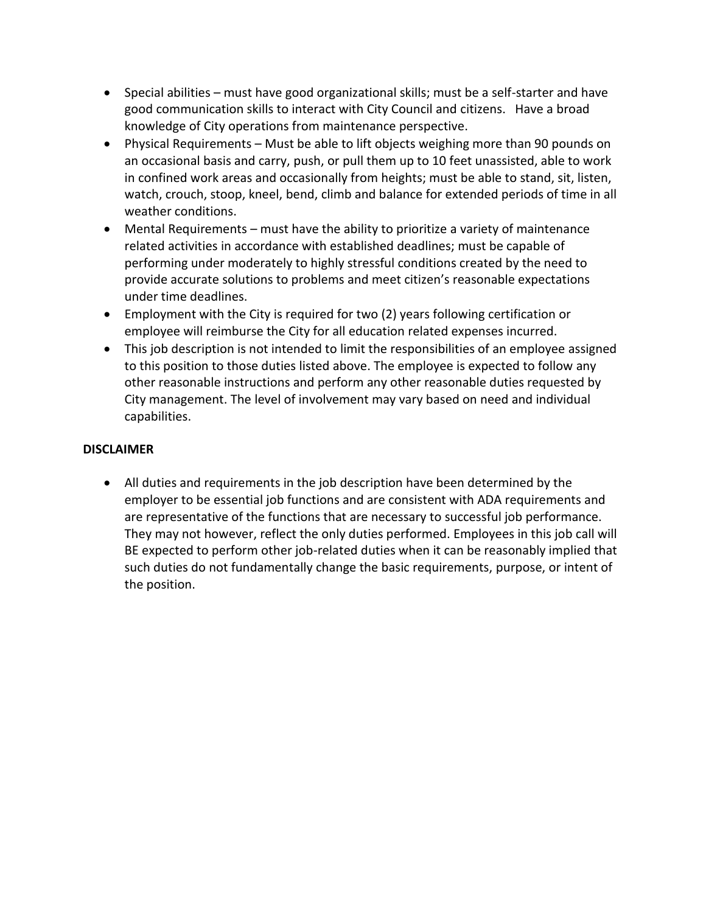- Special abilities – must have good organizational skills; must be a self-starter and have good communication skills to interact with City Council and citizens.   Have a broad knowledge of City operations from maintenance perspective.
- Physical Requirements – Must be able to lift objects weighing more than 90 pounds on an occasional basis and carry, push, or pull them up to 10 feet unassisted, able to work in confined work areas and occasionally from heights; must be able to stand, sit, listen, watch, crouch, stoop, kneel, bend, climb and balance for extended periods of time in all weather conditions.
- Mental Requirements – must have the ability to prioritize a variety of maintenance related activities in accordance with established deadlines; must be capable of performing under moderately to highly stressful conditions created by the need to provide accurate solutions to problems and meet citizen's reasonable expectations under time deadlines.
- Employment with the City is required for two (2) years following certification or employee will reimburse the City for all education related expenses incurred.
- This job description is not intended to limit the responsibilities of an employee assigned to this position to those duties listed above. The employee is expected to follow any other reasonable instructions and perform any other reasonable duties requested by City management. The level of involvement may vary based on need and individual capabilities.

**DISCLAIMER**

- All duties and requirements in the job description have been determined by the employer to be essential job functions and are consistent with ADA requirements and are representative of the functions that are necessary to successful job performance. They may not however, reflect the only duties performed. Employees in this job call will BE expected to perform other job-related duties when it can be reasonably implied that such duties do not fundamentally change the basic requirements, purpose, or intent of the position.